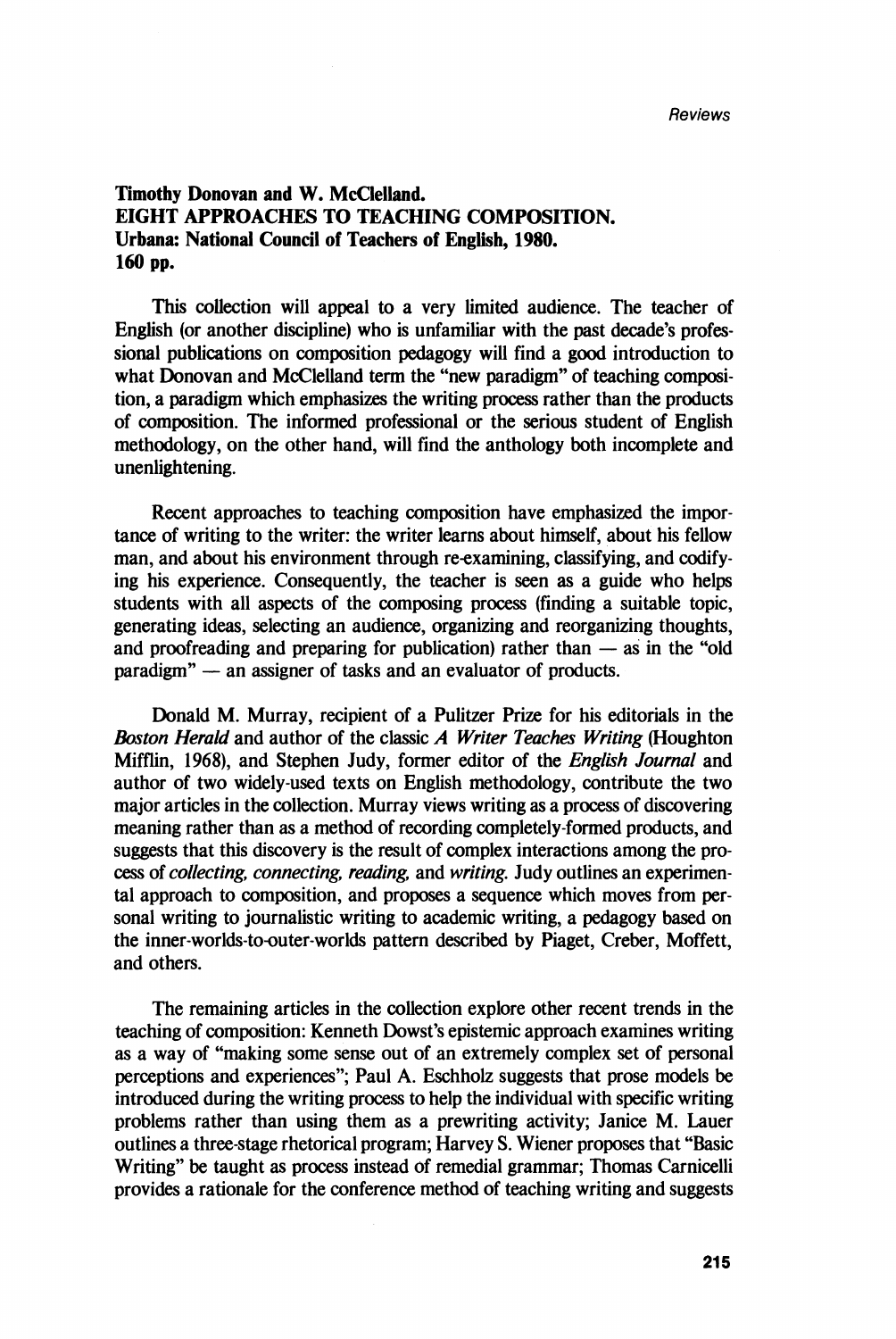**Timothy Donovan and W. McClelland.**
**EIGHT APPROACHES TO TEACHING COMPOSITION.**
**Urbana: National Council of Teachers of English, 1980.**
**160 pp.**

This collection will appeal to a very limited audience. The teacher of English (or another discipline) who is unfamiliar with the past decade's professional publications on composition pedagogy will find a good introduction to what Donovan and McClelland term the "new paradigm" of teaching composition, a paradigm which emphasizes the writing process rather than the products of composition. The informed professional or the serious student of English methodology, on the other hand, will find the anthology both incomplete and unenlightening.

Recent approaches to teaching composition have emphasized the importance of writing to the writer: the writer learns about himself, about his fellow man, and about his environment through re-examining, classifying, and codifying his experience. Consequently, the teacher is seen as a guide who helps students with all aspects of the composing process (finding a suitable topic, generating ideas, selecting an audience, organizing and reorganizing thoughts, and proofreading and preparing for publication) rather than — as in the "old paradigm" — an assigner of tasks and an evaluator of products.

Donald M. Murray, recipient of a Pulitzer Prize for his editorials in the *Boston Herald* and author of the classic *A Writer Teaches Writing* (Houghton Mifflin, 1968), and Stephen Judy, former editor of the *English Journal* and author of two widely-used texts on English methodology, contribute the two major articles in the collection. Murray views writing as a process of discovering meaning rather than as a method of recording completely-formed products, and suggests that this discovery is the result of complex interactions among the process of *collecting, connecting, reading,* and *writing.* Judy outlines an experimental approach to composition, and proposes a sequence which moves from personal writing to journalistic writing to academic writing, a pedagogy based on the inner-worlds-to-outer-worlds pattern described by Piaget, Creber, Moffett, and others.

The remaining articles in the collection explore other recent trends in the teaching of composition: Kenneth Dowst's epistemic approach examines writing as a way of "making some sense out of an extremely complex set of personal perceptions and experiences"; Paul A. Eschholz suggests that prose models be introduced during the writing process to help the individual with specific writing problems rather than using them as a prewriting activity; Janice M. Lauer outlines a three-stage rhetorical program; Harvey S. Wiener proposes that "Basic Writing" be taught as process instead of remedial grammar; Thomas Carnicelli provides a rationale for the conference method of teaching writing and suggests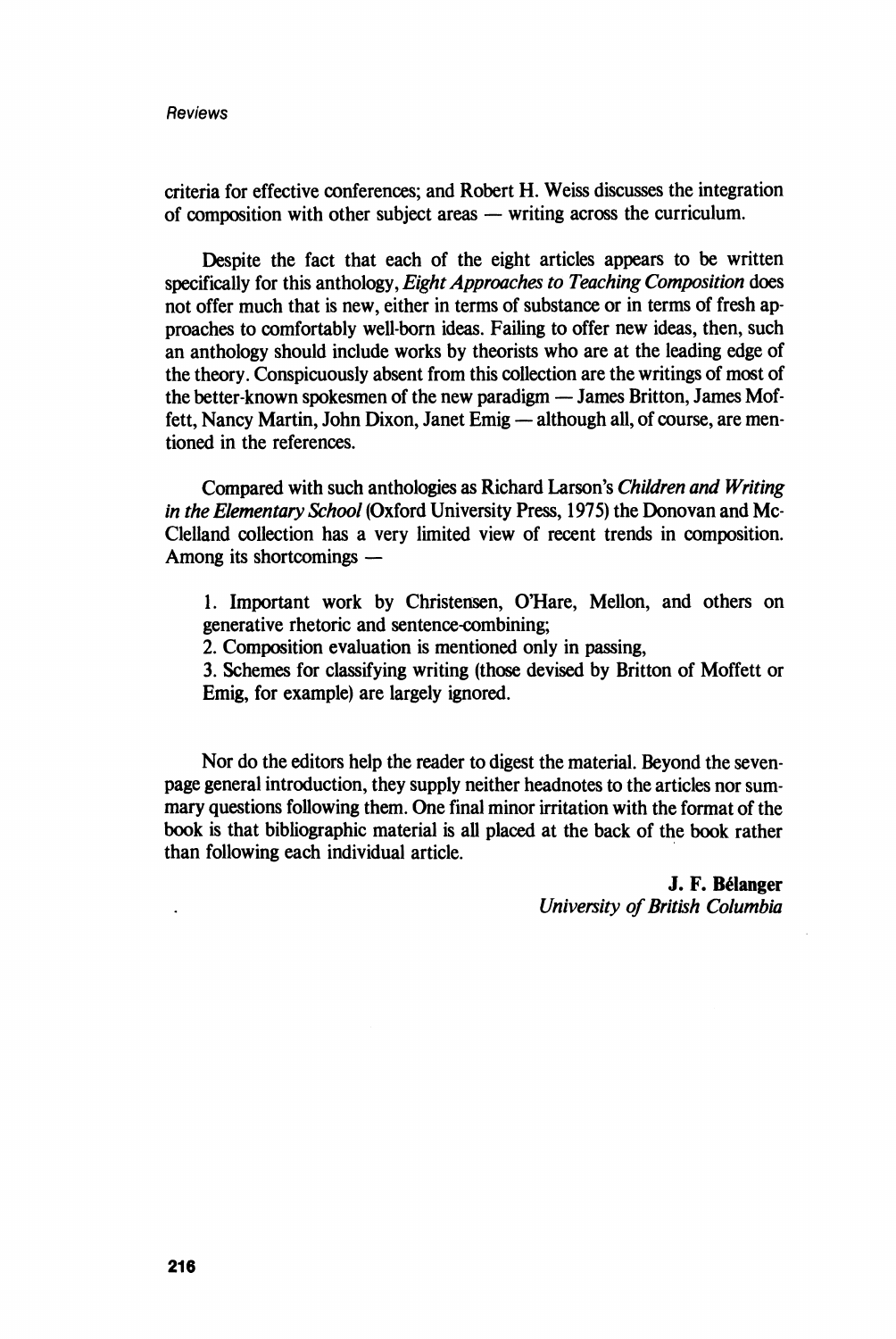criteria for effective conferences; and Robert H. Weiss discusses the integration of composition with other subject areas — writing across the curriculum.

Despite the fact that each of the eight articles appears to be written specifically for this anthology, *Eight Approaches to Teaching Composition* does not offer much that is new, either in terms of substance or in terms of fresh approaches to comfortably well-born ideas. Failing to offer new ideas, then, such an anthology should include works by theorists who are at the leading edge of the theory. Conspicuously absent from this collection are the writings of most of the better-known spokesmen of the new paradigm — James Britton, James Moffett, Nancy Martin, John Dixon, Janet Emig — although all, of course, are mentioned in the references.

Compared with such anthologies as Richard Larson's *Children and Writing in the Elementary School* (Oxford University Press, 1975) the Donovan and McClelland collection has a very limited view of recent trends in composition. Among its shortcomings —

1. Important work by Christensen, O'Hare, Mellon, and others on generative rhetoric and sentence-combining;
2. Composition evaluation is mentioned only in passing,
3. Schemes for classifying writing (those devised by Britton of Moffett or Emig, for example) are largely ignored.

Nor do the editors help the reader to digest the material. Beyond the seven-page general introduction, they supply neither headnotes to the articles nor summary questions following them. One final minor irritation with the format of the book is that bibliographic material is all placed at the back of the book rather than following each individual article.

**J. F. Bélanger**
*University of British Columbia*